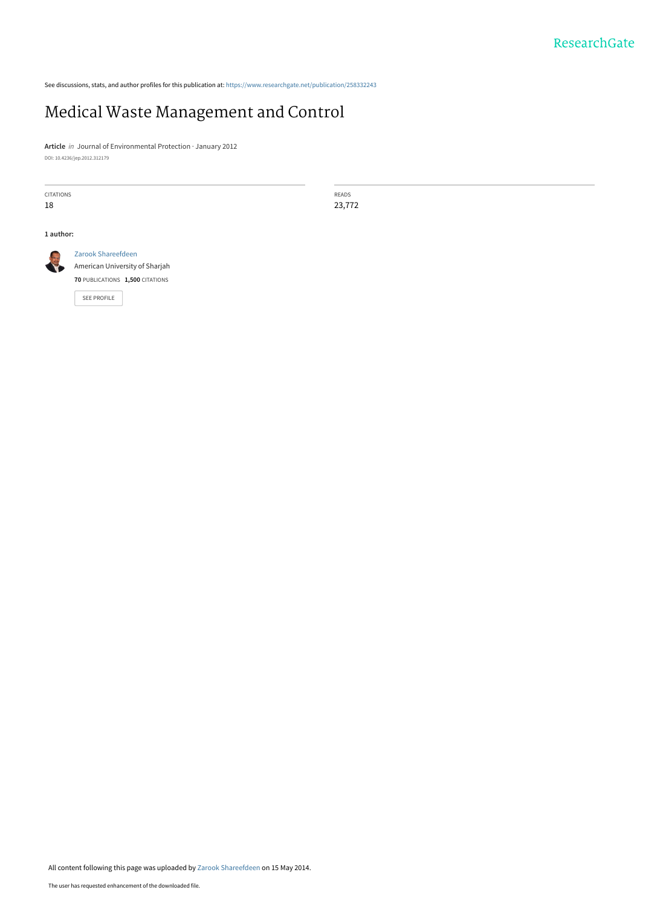See discussions, stats, and author profiles for this publication at: https://www.researchgate.net/publication/258332243

# Medical Waste Management and Control

**Article** *in* Journal of Environmental Protection · January 2012

DOI: 10.4236/jep.2012.312179

| CITATIONS | READS |
| --- | --- |
| 18 | 23,772 |

**1 author:**

Zarook Shareefdeen
American University of Sharjah
**70** PUBLICATIONS **1,500** CITATIONS

SEE PROFILE

All content following this page was uploaded by Zarook Shareefdeen on 15 May 2014.

The user has requested enhancement of the downloaded file.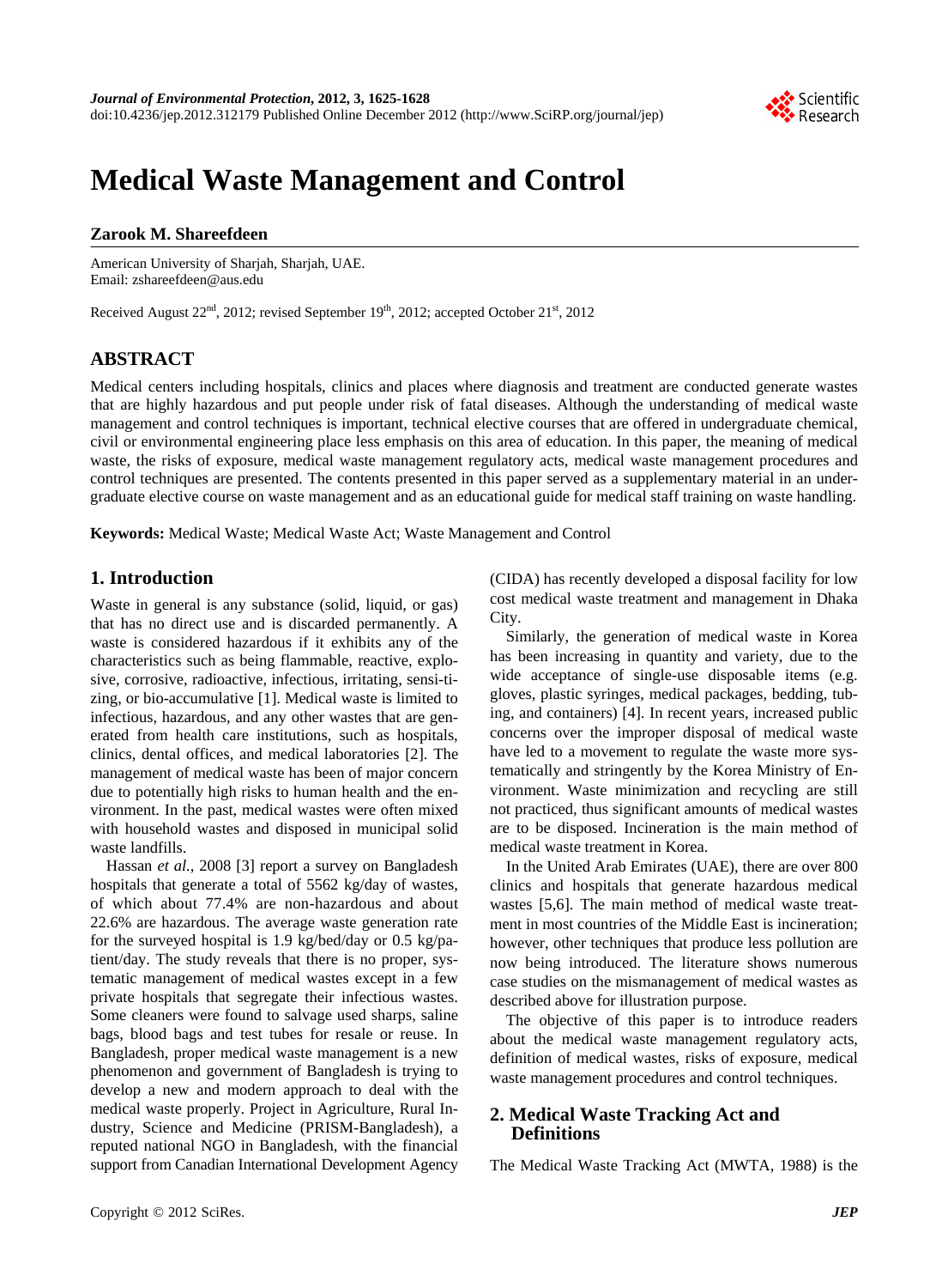# Medical Waste Management and Control

**Zarook M. Shareefdeen**

American University of Sharjah, Sharjah, UAE.
Email: zshareefdeen@aus.edu

Received August 22nd, 2012; revised September 19th, 2012; accepted October 21st, 2012

## ABSTRACT

Medical centers including hospitals, clinics and places where diagnosis and treatment are conducted generate wastes that are highly hazardous and put people under risk of fatal diseases. Although the understanding of medical waste management and control techniques is important, technical elective courses that are offered in undergraduate chemical, civil or environmental engineering place less emphasis on this area of education. In this paper, the meaning of medical waste, the risks of exposure, medical waste management regulatory acts, medical waste management procedures and control techniques are presented. The contents presented in this paper served as a supplementary material in an undergraduate elective course on waste management and as an educational guide for medical staff training on waste handling.

**Keywords:** Medical Waste; Medical Waste Act; Waste Management and Control

## 1. Introduction

Waste in general is any substance (solid, liquid, or gas) that has no direct use and is discarded permanently. A waste is considered hazardous if it exhibits any of the characteristics such as being flammable, reactive, explosive, corrosive, radioactive, infectious, irritating, sensitizing, or bio-accumulative [1]. Medical waste is limited to infectious, hazardous, and any other wastes that are generated from health care institutions, such as hospitals, clinics, dental offices, and medical laboratories [2]. The management of medical waste has been of major concern due to potentially high risks to human health and the environment. In the past, medical wastes were often mixed with household wastes and disposed in municipal solid waste landfills.

Hassan *et al.*, 2008 [3] report a survey on Bangladesh hospitals that generate a total of 5562 kg/day of wastes, of which about 77.4% are non-hazardous and about 22.6% are hazardous. The average waste generation rate for the surveyed hospital is 1.9 kg/bed/day or 0.5 kg/patient/day. The study reveals that there is no proper, systematic management of medical wastes except in a few private hospitals that segregate their infectious wastes. Some cleaners were found to salvage used sharps, saline bags, blood bags and test tubes for resale or reuse. In Bangladesh, proper medical waste management is a new phenomenon and government of Bangladesh is trying to develop a new and modern approach to deal with the medical waste properly. Project in Agriculture, Rural Industry, Science and Medicine (PRISM-Bangladesh), a reputed national NGO in Bangladesh, with the financial support from Canadian International Development Agency (CIDA) has recently developed a disposal facility for low cost medical waste treatment and management in Dhaka City.

Similarly, the generation of medical waste in Korea has been increasing in quantity and variety, due to the wide acceptance of single-use disposable items (e.g. gloves, plastic syringes, medical packages, bedding, tubing, and containers) [4]. In recent years, increased public concerns over the improper disposal of medical waste have led to a movement to regulate the waste more systematically and stringently by the Korea Ministry of Environment. Waste minimization and recycling are still not practiced, thus significant amounts of medical wastes are to be disposed. Incineration is the main method of medical waste treatment in Korea.

In the United Arab Emirates (UAE), there are over 800 clinics and hospitals that generate hazardous medical wastes [5,6]. The main method of medical waste treatment in most countries of the Middle East is incineration; however, other techniques that produce less pollution are now being introduced. The literature shows numerous case studies on the mismanagement of medical wastes as described above for illustration purpose.

The objective of this paper is to introduce readers about the medical waste management regulatory acts, definition of medical wastes, risks of exposure, medical waste management procedures and control techniques.

## 2. Medical Waste Tracking Act and Definitions

The Medical Waste Tracking Act (MWTA, 1988) is the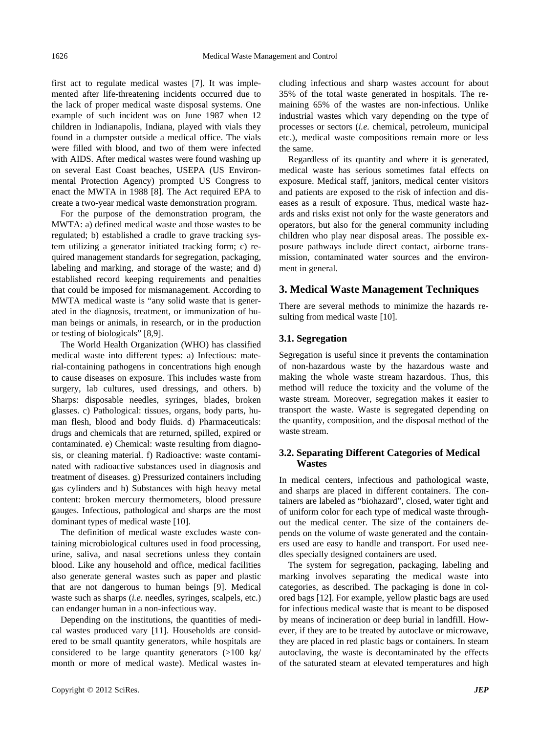first act to regulate medical wastes [7]. It was implemented after life-threatening incidents occurred due to the lack of proper medical waste disposal systems. One example of such incident was on June 1987 when 12 children in Indianapolis, Indiana, played with vials they found in a dumpster outside a medical office. The vials were filled with blood, and two of them were infected with AIDS. After medical wastes were found washing up on several East Coast beaches, USEPA (US Environmental Protection Agency) prompted US Congress to enact the MWTA in 1988 [8]. The Act required EPA to create a two-year medical waste demonstration program.

For the purpose of the demonstration program, the MWTA: a) defined medical waste and those wastes to be regulated; b) established a cradle to grave tracking system utilizing a generator initiated tracking form; c) required management standards for segregation, packaging, labeling and marking, and storage of the waste; and d) established record keeping requirements and penalties that could be imposed for mismanagement. According to MWTA medical waste is "any solid waste that is generated in the diagnosis, treatment, or immunization of human beings or animals, in research, or in the production or testing of biologicals" [8,9].

The World Health Organization (WHO) has classified medical waste into different types: a) Infectious: material-containing pathogens in concentrations high enough to cause diseases on exposure. This includes waste from surgery, lab cultures, used dressings, and others. b) Sharps: disposable needles, syringes, blades, broken glasses. c) Pathological: tissues, organs, body parts, human flesh, blood and body fluids. d) Pharmaceuticals: drugs and chemicals that are returned, spilled, expired or contaminated. e) Chemical: waste resulting from diagnosis, or cleaning material. f) Radioactive: waste contaminated with radioactive substances used in diagnosis and treatment of diseases. g) Pressurized containers including gas cylinders and h) Substances with high heavy metal content: broken mercury thermometers, blood pressure gauges. Infectious, pathological and sharps are the most dominant types of medical waste [10].

The definition of medical waste excludes waste containing microbiological cultures used in food processing, urine, saliva, and nasal secretions unless they contain blood. Like any household and office, medical facilities also generate general wastes such as paper and plastic that are not dangerous to human beings [9]. Medical waste such as sharps (*i.e.* needles, syringes, scalpels, etc.) can endanger human in a non-infectious way.

Depending on the institutions, the quantities of medical wastes produced vary [11]. Households are considered to be small quantity generators, while hospitals are considered to be large quantity generators (>100 kg/ month or more of medical waste). Medical wastes including infectious and sharp wastes account for about 35% of the total waste generated in hospitals. The remaining 65% of the wastes are non-infectious. Unlike industrial wastes which vary depending on the type of processes or sectors (*i.e.* chemical, petroleum, municipal etc.), medical waste compositions remain more or less the same.

Regardless of its quantity and where it is generated, medical waste has serious sometimes fatal effects on exposure. Medical staff, janitors, medical center visitors and patients are exposed to the risk of infection and diseases as a result of exposure. Thus, medical waste hazards and risks exist not only for the waste generators and operators, but also for the general community including children who play near disposal areas. The possible exposure pathways include direct contact, airborne transmission, contaminated water sources and the environment in general.

## 3. Medical Waste Management Techniques

There are several methods to minimize the hazards resulting from medical waste [10].

### 3.1. Segregation

Segregation is useful since it prevents the contamination of non-hazardous waste by the hazardous waste and making the whole waste stream hazardous. Thus, this method will reduce the toxicity and the volume of the waste stream. Moreover, segregation makes it easier to transport the waste. Waste is segregated depending on the quantity, composition, and the disposal method of the waste stream.

### 3.2. Separating Different Categories of Medical Wastes

In medical centers, infectious and pathological waste, and sharps are placed in different containers. The containers are labeled as "biohazard", closed, water tight and of uniform color for each type of medical waste throughout the medical center. The size of the containers depends on the volume of waste generated and the containers used are easy to handle and transport. For used needles specially designed containers are used.

The system for segregation, packaging, labeling and marking involves separating the medical waste into categories, as described. The packaging is done in colored bags [12]. For example, yellow plastic bags are used for infectious medical waste that is meant to be disposed by means of incineration or deep burial in landfill. However, if they are to be treated by autoclave or microwave, they are placed in red plastic bags or containers. In steam autoclaving, the waste is decontaminated by the effects of the saturated steam at elevated temperatures and high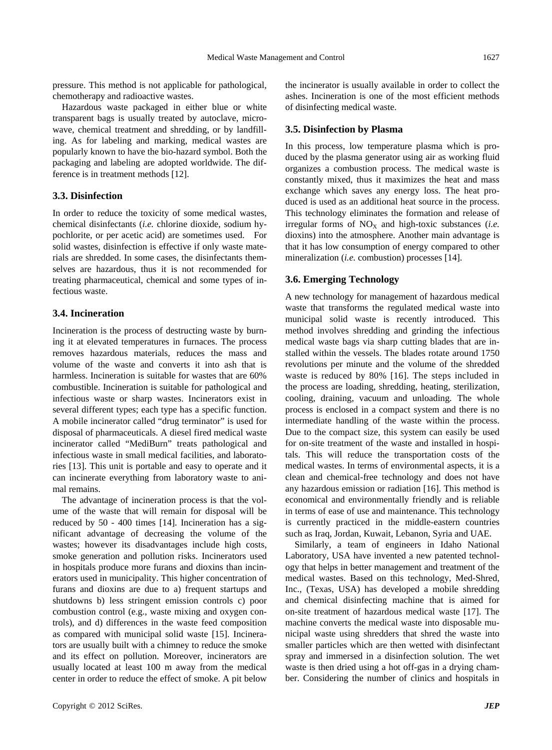pressure. This method is not applicable for pathological, chemotherapy and radioactive wastes.

Hazardous waste packaged in either blue or white transparent bags is usually treated by autoclave, microwave, chemical treatment and shredding, or by landfilling. As for labeling and marking, medical wastes are popularly known to have the bio-hazard symbol. Both the packaging and labeling are adopted worldwide. The difference is in treatment methods [12].

### 3.3. Disinfection

In order to reduce the toxicity of some medical wastes, chemical disinfectants (*i.e.* chlorine dioxide, sodium hypochlorite, or per acetic acid) are sometimes used. For solid wastes, disinfection is effective if only waste materials are shredded. In some cases, the disinfectants themselves are hazardous, thus it is not recommended for treating pharmaceutical, chemical and some types of infectious waste.

### 3.4. Incineration

Incineration is the process of destructing waste by burning it at elevated temperatures in furnaces. The process removes hazardous materials, reduces the mass and volume of the waste and converts it into ash that is harmless. Incineration is suitable for wastes that are 60% combustible. Incineration is suitable for pathological and infectious waste or sharp wastes. Incinerators exist in several different types; each type has a specific function. A mobile incinerator called "drug terminator" is used for disposal of pharmaceuticals. A diesel fired medical waste incinerator called "MediBurn" treats pathological and infectious waste in small medical facilities, and laboratories [13]. This unit is portable and easy to operate and it can incinerate everything from laboratory waste to animal remains.

The advantage of incineration process is that the volume of the waste that will remain for disposal will be reduced by 50 - 400 times [14]. Incineration has a significant advantage of decreasing the volume of the wastes; however its disadvantages include high costs, smoke generation and pollution risks. Incinerators used in hospitals produce more furans and dioxins than incinerators used in municipality. This higher concentration of furans and dioxins are due to a) frequent startups and shutdowns b) less stringent emission controls c) poor combustion control (e.g., waste mixing and oxygen controls), and d) differences in the waste feed composition as compared with municipal solid waste [15]. Incinerators are usually built with a chimney to reduce the smoke and its effect on pollution. Moreover, incinerators are usually located at least 100 m away from the medical center in order to reduce the effect of smoke. A pit below the incinerator is usually available in order to collect the ashes. Incineration is one of the most efficient methods of disinfecting medical waste.

### 3.5. Disinfection by Plasma

In this process, low temperature plasma which is produced by the plasma generator using air as working fluid organizes a combustion process. The medical waste is constantly mixed, thus it maximizes the heat and mass exchange which saves any energy loss. The heat produced is used as an additional heat source in the process. This technology eliminates the formation and release of irregular forms of $NO_X$ and high-toxic substances (*i.e.* dioxins) into the atmosphere. Another main advantage is that it has low consumption of energy compared to other mineralization (*i.e.* combustion) processes [14].

### 3.6. Emerging Technology

A new technology for management of hazardous medical waste that transforms the regulated medical waste into municipal solid waste is recently introduced. This method involves shredding and grinding the infectious medical waste bags via sharp cutting blades that are installed within the vessels. The blades rotate around 1750 revolutions per minute and the volume of the shredded waste is reduced by 80% [16]. The steps included in the process are loading, shredding, heating, sterilization, cooling, draining, vacuum and unloading. The whole process is enclosed in a compact system and there is no intermediate handling of the waste within the process. Due to the compact size, this system can easily be used for on-site treatment of the waste and installed in hospitals. This will reduce the transportation costs of the medical wastes. In terms of environmental aspects, it is a clean and chemical-free technology and does not have any hazardous emission or radiation [16]. This method is economical and environmentally friendly and is reliable in terms of ease of use and maintenance. This technology is currently practiced in the middle-eastern countries such as Iraq, Jordan, Kuwait, Lebanon, Syria and UAE.

Similarly, a team of engineers in Idaho National Laboratory, USA have invented a new patented technology that helps in better management and treatment of the medical wastes. Based on this technology, Med-Shred, Inc., (Texas, USA) has developed a mobile shredding and chemical disinfecting machine that is aimed for on-site treatment of hazardous medical waste [17]. The machine converts the medical waste into disposable municipal waste using shredders that shred the waste into smaller particles which are then wetted with disinfectant spray and immersed in a disinfection solution. The wet waste is then dried using a hot off-gas in a drying chamber. Considering the number of clinics and hospitals in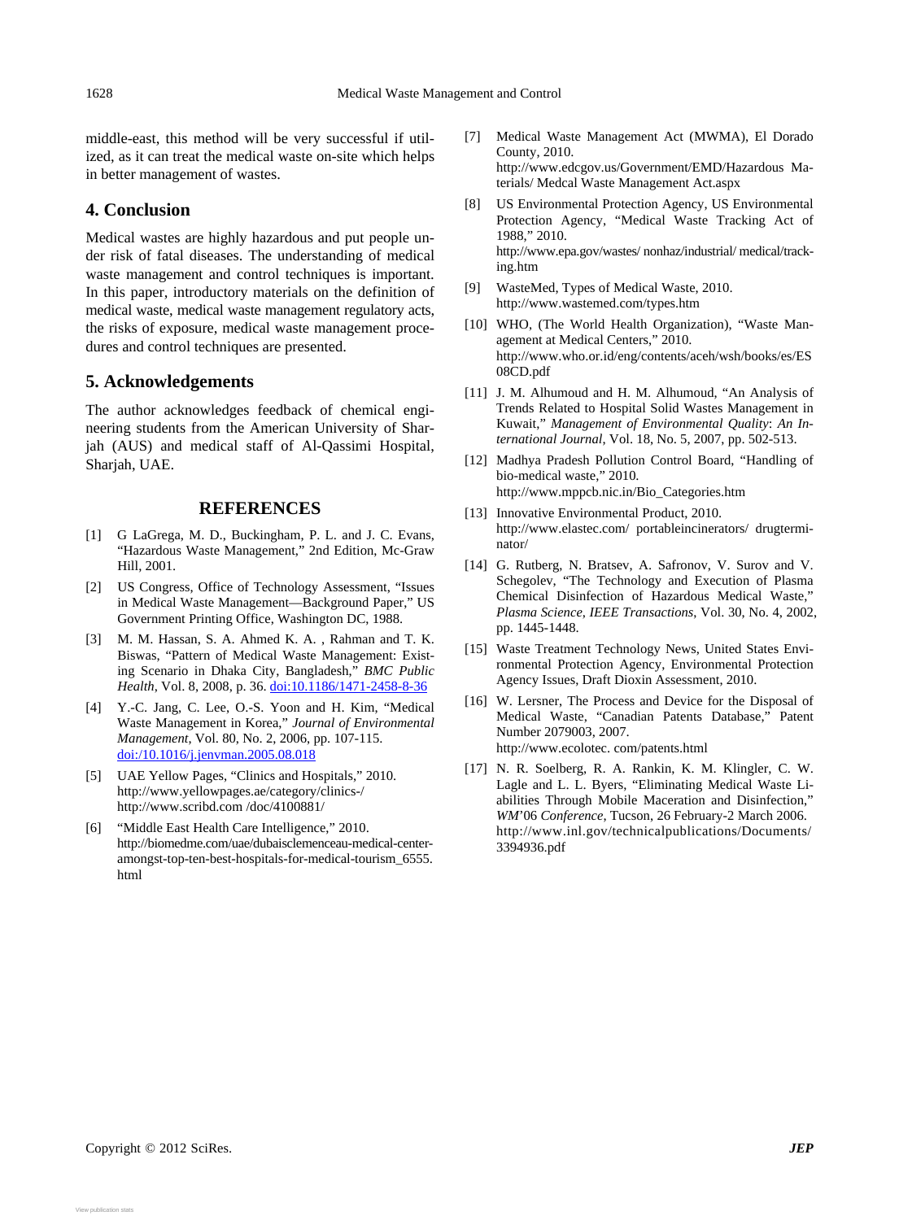middle-east, this method will be very successful if utilized, as it can treat the medical waste on-site which helps in better management of wastes.

## 4. Conclusion

Medical wastes are highly hazardous and put people under risk of fatal diseases. The understanding of medical waste management and control techniques is important. In this paper, introductory materials on the definition of medical waste, medical waste management regulatory acts, the risks of exposure, medical waste management procedures and control techniques are presented.

## 5. Acknowledgements

The author acknowledges feedback of chemical engineering students from the American University of Sharjah (AUS) and medical staff of Al-Qassimi Hospital, Sharjah, UAE.

## REFERENCES

[1] G LaGrega, M. D., Buckingham, P. L. and J. C. Evans, "Hazardous Waste Management," 2nd Edition, Mc-Graw Hill, 2001.

[2] US Congress, Office of Technology Assessment, "Issues in Medical Waste Management—Background Paper," US Government Printing Office, Washington DC, 1988.

[3] M. M. Hassan, S. A. Ahmed K. A. , Rahman and T. K. Biswas, "Pattern of Medical Waste Management: Existing Scenario in Dhaka City, Bangladesh," *BMC Public Health*, Vol. 8, 2008, p. 36. doi:10.1186/1471-2458-8-36

[4] Y.-C. Jang, C. Lee, O.-S. Yoon and H. Kim, "Medical Waste Management in Korea," *Journal of Environmental Management*, Vol. 80, No. 2, 2006, pp. 107-115. doi:/10.1016/j.jenvman.2005.08.018

[5] UAE Yellow Pages, "Clinics and Hospitals," 2010. http://www.yellowpages.ae/category/clinics-/ http://www.scribd.com /doc/4100881/

[6] "Middle East Health Care Intelligence," 2010. http://biomedme.com/uae/dubaisclemenceau-medical-center-amongst-top-ten-best-hospitals-for-medical-tourism_6555.html

[7] Medical Waste Management Act (MWMA), El Dorado County, 2010. http://www.edcgov.us/Government/EMD/Hazardous Materials/ Medcal Waste Management Act.aspx

[8] US Environmental Protection Agency, US Environmental Protection Agency, "Medical Waste Tracking Act of 1988," 2010. http://www.epa.gov/wastes/ nonhaz/industrial/ medical/tracking.htm

[9] WasteMed, Types of Medical Waste, 2010. http://www.wastemed.com/types.htm

[10] WHO, (The World Health Organization), "Waste Management at Medical Centers," 2010. http://www.who.or.id/eng/contents/aceh/wsh/books/es/ES08CD.pdf

[11] J. M. Alhumoud and H. M. Alhumoud, "An Analysis of Trends Related to Hospital Solid Wastes Management in Kuwait," *Management of Environmental Quality*: *An International Journal*, Vol. 18, No. 5, 2007, pp. 502-513.

[12] Madhya Pradesh Pollution Control Board, "Handling of bio-medical waste," 2010. http://www.mppcb.nic.in/Bio_Categories.htm

[13] Innovative Environmental Product, 2010. http://www.elastec.com/ portableincinerators/ drugterminator/

[14] G. Rutberg, N. Bratsev, A. Safronov, V. Surov and V. Schegolev, "The Technology and Execution of Plasma Chemical Disinfection of Hazardous Medical Waste," *Plasma Science*, *IEEE Transactions*, Vol. 30, No. 4, 2002, pp. 1445-1448.

[15] Waste Treatment Technology News, United States Environmental Protection Agency, Environmental Protection Agency Issues, Draft Dioxin Assessment, 2010.

[16] W. Lersner, The Process and Device for the Disposal of Medical Waste, "Canadian Patents Database," Patent Number 2079003, 2007. http://www.ecolotec. com/patents.html

[17] N. R. Soelberg, R. A. Rankin, K. M. Klingler, C. W. Lagle and L. L. Byers, "Eliminating Medical Waste Liabilities Through Mobile Maceration and Disinfection," *WM*'06 *Conference*, Tucson, 26 February-2 March 2006. http://www.inl.gov/technicalpublications/Documents/3394936.pdf